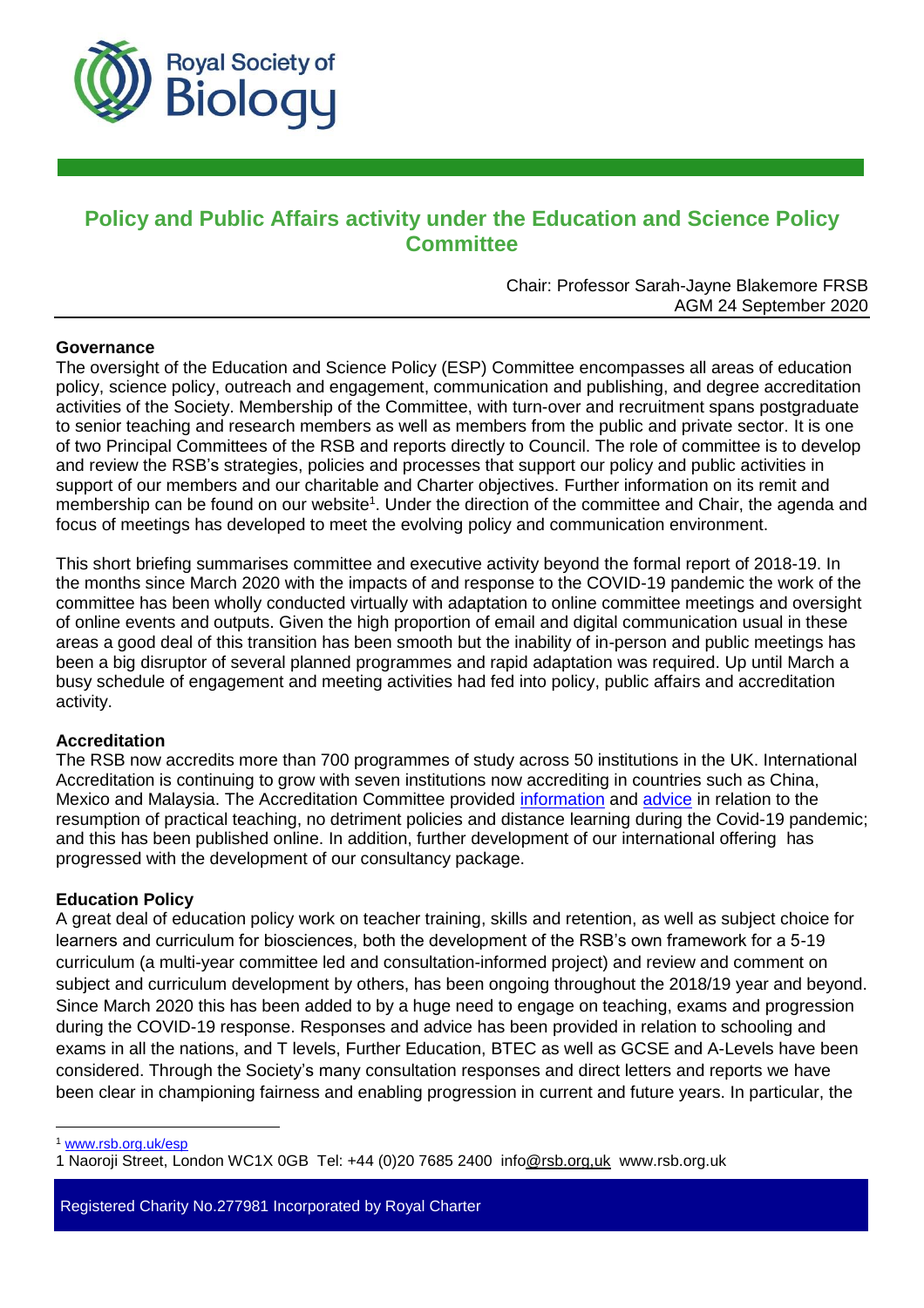# Policy and Public Affairs activity under the Education and Science Policy Committee

Chair: Professor Sarah-Jayne Blakemore FRSB
AGM 24 September 2020

**Governance**

The oversight of the Education and Science Policy (ESP) Committee encompasses all areas of education policy, science policy, outreach and engagement, communication and publishing, and degree accreditation activities of the Society. Membership of the Committee, with turn-over and recruitment spans postgraduate to senior teaching and research members as well as members from the public and private sector. It is one of two Principal Committees of the RSB and reports directly to Council. The role of committee is to develop and review the RSB's strategies, policies and processes that support our policy and public activities in support of our members and our charitable and Charter objectives. Further information on its remit and membership can be found on our website[1]. Under the direction of the committee and Chair, the agenda and focus of meetings has developed to meet the evolving policy and communication environment.

This short briefing summarises committee and executive activity beyond the formal report of 2018-19. In the months since March 2020 with the impacts of and response to the COVID-19 pandemic the work of the committee has been wholly conducted virtually with adaptation to online committee meetings and oversight of online events and outputs. Given the high proportion of email and digital communication usual in these areas a good deal of this transition has been smooth but the inability of in-person and public meetings has been a big disruptor of several planned programmes and rapid adaptation was required. Up until March a busy schedule of engagement and meeting activities had fed into policy, public affairs and accreditation activity.

**Accreditation**

The RSB now accredits more than 700 programmes of study across 50 institutions in the UK. International Accreditation is continuing to grow with seven institutions now accrediting in countries such as China, Mexico and Malaysia. The Accreditation Committee provided information and advice in relation to the resumption of practical teaching, no detriment policies and distance learning during the Covid-19 pandemic; and this has been published online. In addition, further development of our international offering has progressed with the development of our consultancy package.

**Education Policy**

A great deal of education policy work on teacher training, skills and retention, as well as subject choice for learners and curriculum for biosciences, both the development of the RSB's own framework for a 5-19 curriculum (a multi-year committee led and consultation-informed project) and review and comment on subject and curriculum development by others, has been ongoing throughout the 2018/19 year and beyond. Since March 2020 this has been added to by a huge need to engage on teaching, exams and progression during the COVID-19 response. Responses and advice has been provided in relation to schooling and exams in all the nations, and T levels, Further Education, BTEC as well as GCSE and A-Levels have been considered. Through the Society's many consultation responses and direct letters and reports we have been clear in championing fairness and enabling progression in current and future years. In particular, the

[1] www.rsb.org.uk/esp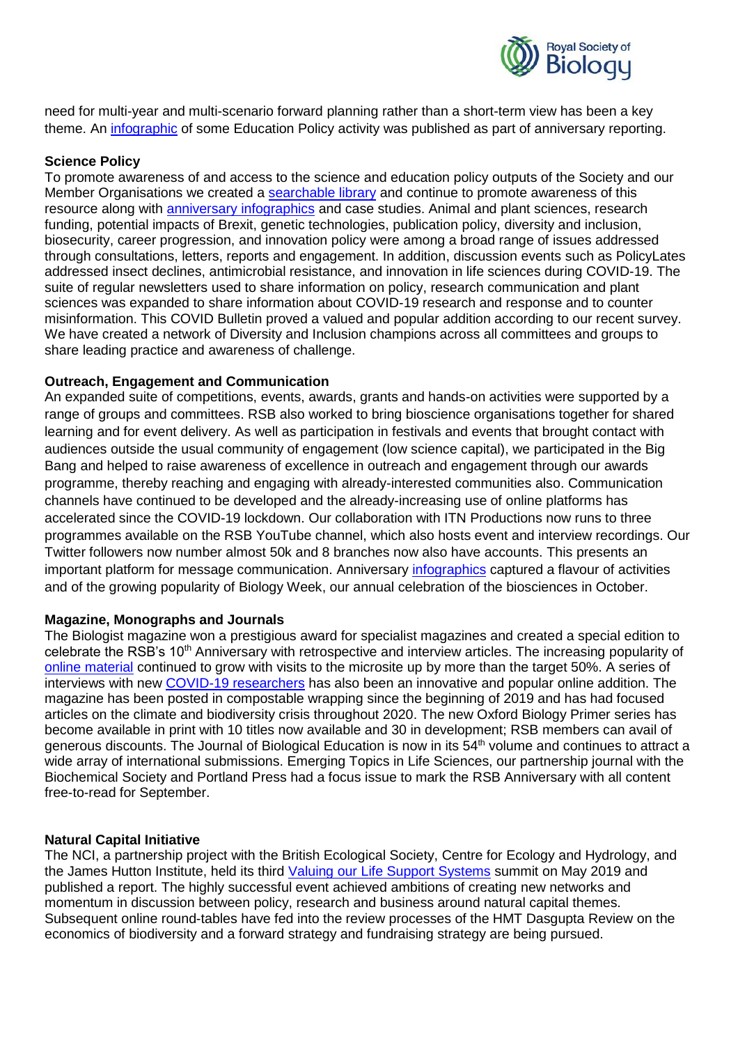need for multi-year and multi-scenario forward planning rather than a short-term view has been a key theme. An infographic of some Education Policy activity was published as part of anniversary reporting.

**Science Policy**
To promote awareness of and access to the science and education policy outputs of the Society and our Member Organisations we created a searchable library and continue to promote awareness of this resource along with anniversary infographics and case studies. Animal and plant sciences, research funding, potential impacts of Brexit, genetic technologies, publication policy, diversity and inclusion, biosecurity, career progression, and innovation policy were among a broad range of issues addressed through consultations, letters, reports and engagement. In addition, discussion events such as PolicyLates addressed insect declines, antimicrobial resistance, and innovation in life sciences during COVID-19. The suite of regular newsletters used to share information on policy, research communication and plant sciences was expanded to share information about COVID-19 research and response and to counter misinformation. This COVID Bulletin proved a valued and popular addition according to our recent survey. We have created a network of Diversity and Inclusion champions across all committees and groups to share leading practice and awareness of challenge.

**Outreach, Engagement and Communication**
An expanded suite of competitions, events, awards, grants and hands-on activities were supported by a range of groups and committees. RSB also worked to bring bioscience organisations together for shared learning and for event delivery. As well as participation in festivals and events that brought contact with audiences outside the usual community of engagement (low science capital), we participated in the Big Bang and helped to raise awareness of excellence in outreach and engagement through our awards programme, thereby reaching and engaging with already-interested communities also. Communication channels have continued to be developed and the already-increasing use of online platforms has accelerated since the COVID-19 lockdown. Our collaboration with ITN Productions now runs to three programmes available on the RSB YouTube channel, which also hosts event and interview recordings. Our Twitter followers now number almost 50k and 8 branches now also have accounts. This presents an important platform for message communication. Anniversary infographics captured a flavour of activities and of the growing popularity of Biology Week, our annual celebration of the biosciences in October.

**Magazine, Monographs and Journals**
The Biologist magazine won a prestigious award for specialist magazines and created a special edition to celebrate the RSB's 10th Anniversary with retrospective and interview articles. The increasing popularity of online material continued to grow with visits to the microsite up by more than the target 50%. A series of interviews with new COVID-19 researchers has also been an innovative and popular online addition. The magazine has been posted in compostable wrapping since the beginning of 2019 and has had focused articles on the climate and biodiversity crisis throughout 2020. The new Oxford Biology Primer series has become available in print with 10 titles now available and 30 in development; RSB members can avail of generous discounts. The Journal of Biological Education is now in its 54th volume and continues to attract a wide array of international submissions. Emerging Topics in Life Sciences, our partnership journal with the Biochemical Society and Portland Press had a focus issue to mark the RSB Anniversary with all content free-to-read for September.

**Natural Capital Initiative**
The NCI, a partnership project with the British Ecological Society, Centre for Ecology and Hydrology, and the James Hutton Institute, held its third Valuing our Life Support Systems summit on May 2019 and published a report. The highly successful event achieved ambitions of creating new networks and momentum in discussion between policy, research and business around natural capital themes. Subsequent online round-tables have fed into the review processes of the HMT Dasgupta Review on the economics of biodiversity and a forward strategy and fundraising strategy are being pursued.